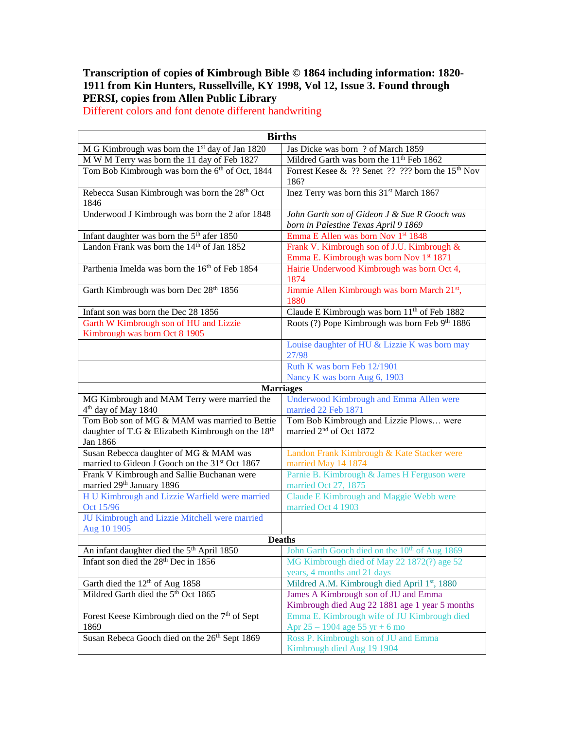**Transcription of copies of Kimbrough Bible © 1864 including information: 1820-1911 from Kin Hunters, Russellville, KY 1998, Vol 12, Issue 3. Found through PERSI, copies from Allen Public Library**

Different colors and font denote different handwriting

| **Births** | |
|---|---|
| M G Kimbrough was born the 1st day of Jan 1820 | Jas Dicke was born ? of March 1859 |
| M W M Terry was born the 11 day of Feb 1827 | Mildred Garth was born the 11th Feb 1862 |
| Tom Bob Kimbrough was born the 6th of Oct, 1844 | Forrest Kesee & ?? Senet ?? ??? born the 15th Nov 186? |
| Rebecca Susan Kimbrough was born the 28th Oct 1846 | Inez Terry was born this 31st March 1867 |
| Underwood J Kimbrough was born the 2 afor 1848 | *John Garth son of Gideon J & Sue R Gooch was born in Palestine Texas April 9 1869* |
| Infant daughter was born the 5th afer 1850 | Emma E Allen was born Nov 1st 1848 |
| Landon Frank was born the 14th of Jan 1852 | Frank V. Kimbrough son of J.U. Kimbrough & Emma E. Kimbrough was born Nov 1st 1871 |
| Parthenia Imelda was born the 16th of Feb 1854 | Hairie Underwood Kimbrough was born Oct 4, 1874 |
| Garth Kimbrough was born Dec 28th 1856 | Jimmie Allen Kimbrough was born March 21st, 1880 |
| Infant son was born the Dec 28 1856 | Claude E Kimbrough was born 11th of Feb 1882 |
| Garth W Kimbrough son of HU and Lizzie Kimbrough was born Oct 8 1905 | Roots (?) Pope Kimbrough was born Feb 9th 1886 |
| | Louise daughter of HU & Lizzie K was born may 27/98 |
| | Ruth K was born Feb 12/1901<br>Nancy K was born Aug 6, 1903 |
| **Marriages** | |
| MG Kimbrough and MAM Terry were married the 4th day of May 1840 | Underwood Kimbrough and Emma Allen were married 22 Feb 1871 |
| Tom Bob son of MG & MAM was married to Bettie daughter of T.G & Elizabeth Kimbrough on the 18th Jan 1866 | Tom Bob Kimbrough and Lizzie Plows… were married 2nd of Oct 1872 |
| Susan Rebecca daughter of MG & MAM was married to Gideon J Gooch on the 31st Oct 1867 | Landon Frank Kimbrough & Kate Stacker were married May 14 1874 |
| Frank V Kimbrough and Sallie Buchanan were married 29th January 1896 | Parnie B. Kimbrough & James H Ferguson were married Oct 27, 1875 |
| H U Kimbrough and Lizzie Warfield were married Oct 15/96 | Claude E Kimbrough and Maggie Webb were married Oct 4 1903 |
| JU Kimbrough and Lizzie Mitchell were married Aug 10 1905 | |
| **Deaths** | |
| An infant daughter died the 5th April 1850 | John Garth Gooch died on the 10th of Aug 1869 |
| Infant son died the 28th Dec in 1856 | MG Kimbrough died of May 22 1872(?) age 52 years, 4 months and 21 days |
| Garth died the 12th of Aug 1858 | Mildred A.M. Kimbrough died April 1st, 1880 |
| Mildred Garth died the 5th Oct 1865 | James A Kimbrough son of JU and Emma Kimbrough died Aug 22 1881 age 1 year 5 months |
| Forest Keese Kimbrough died on the 7th of Sept 1869 | Emma E. Kimbrough wife of JU Kimbrough died Apr 25 – 1904 age 55 yr + 6 mo |
| Susan Rebeca Gooch died on the 26th Sept 1869 | Ross P. Kimbrough son of JU and Emma Kimbrough died Aug 19 1904 |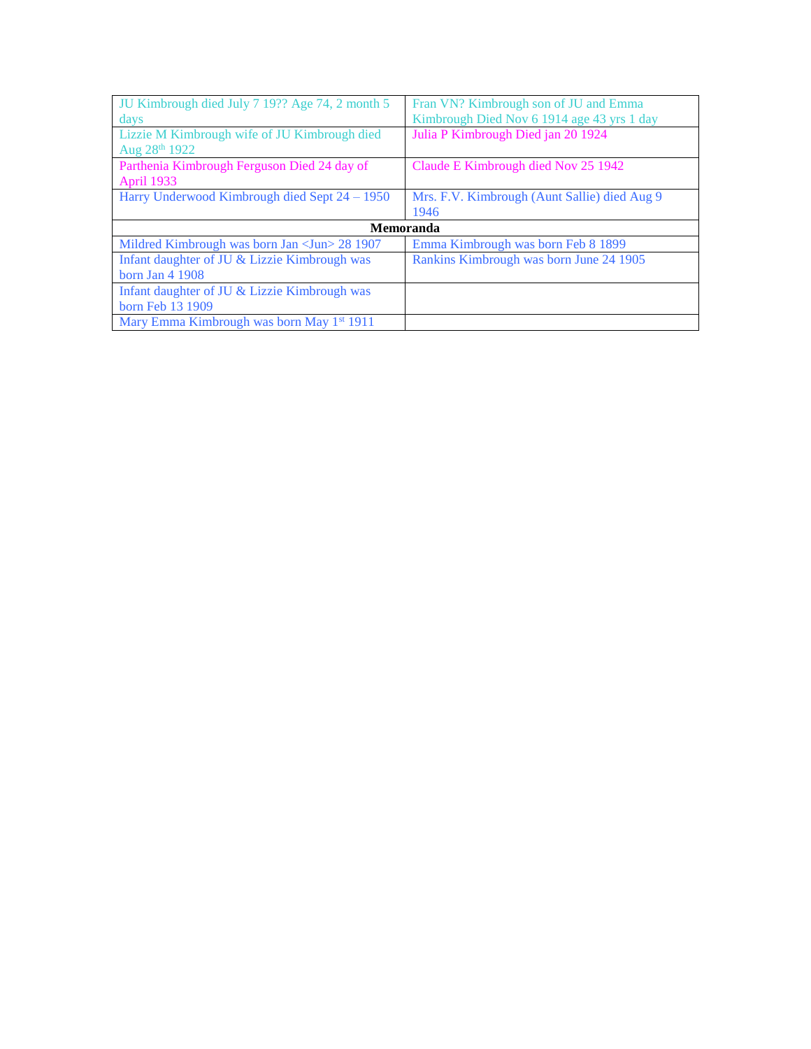| | |
|---|---|
| JU Kimbrough died July 7 19?? Age 74, 2 month 5 days | Fran VN? Kimbrough son of JU and Emma Kimbrough Died Nov 6 1914 age 43 yrs 1 day |
| Lizzie M Kimbrough wife of JU Kimbrough died Aug 28th 1922 | Julia P Kimbrough Died jan 20 1924 |
| Parthenia Kimbrough Ferguson Died 24 day of April 1933 | Claude E Kimbrough died Nov 25 1942 |
| Harry Underwood Kimbrough died Sept 24 – 1950 | Mrs. F.V. Kimbrough (Aunt Sallie) died Aug 9 1946 |
| **Memoranda** | |
| Mildred Kimbrough was born Jan <Jun> 28 1907 | Emma Kimbrough was born Feb 8 1899 |
| Infant daughter of JU & Lizzie Kimbrough was born Jan 4 1908 | Rankins Kimbrough was born June 24 1905 |
| Infant daughter of JU & Lizzie Kimbrough was born Feb 13 1909 | |
| Mary Emma Kimbrough was born May 1st 1911 | |